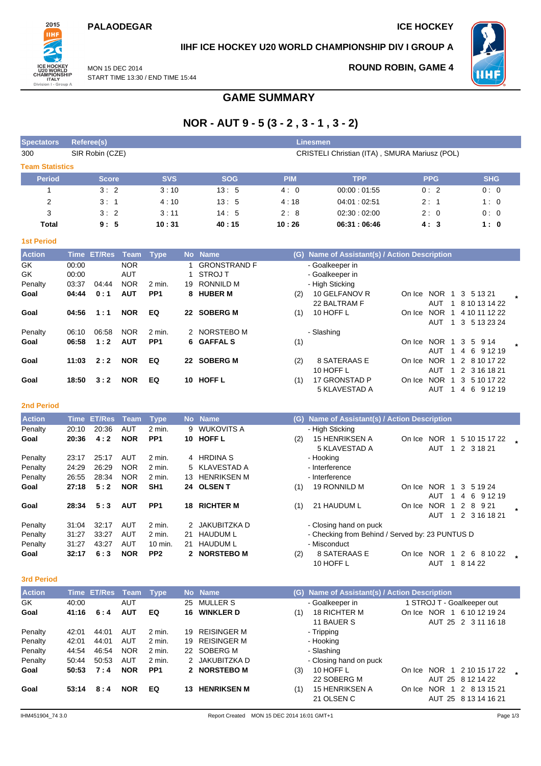PALAODEGAR

ICE HOCKEY

## IIHF ICE HOCKEY U20 WORLD CHAMPIONSHIP DIV I GROUP A

MON 15 DEC 2014
START TIME 13:30 / END TIME 15:44

ROUND ROBIN, GAME 4

# GAME SUMMARY

## NOR - AUT 9 - 5 (3 - 2 , 3 - 1 , 3 - 2)

| Spectators | Referee(s) | Linesmen |
|---|---|---|
| 300 | SIR Robin (CZE) | CRISTELI Christian (ITA) , SMURA Mariusz (POL) |

### Team Statistics

| Period | Score | SVS | SOG | PIM | TPP | PPG | SHG |
|---|---|---|---|---|---|---|---|
| 1 | 3 : 2 | 3 : 10 | 13 : 5 | 4 : 0 | 00:00 : 01:55 | 0 : 2 | 0 : 0 |
| 2 | 3 : 1 | 4 : 10 | 13 : 5 | 4 : 18 | 04:01 : 02:51 | 2 : 1 | 1 : 0 |
| 3 | 3 : 2 | 3 : 11 | 14 : 5 | 2 : 8 | 02:30 : 02:00 | 2 : 0 | 0 : 0 |
| **Total** | **9 : 5** | **10 : 31** | **40 : 15** | **10 : 26** | **06:31 : 06:46** | **4 : 3** | **1 : 0** |

### 1st Period

| Action | Time | ET/Res | Team | Type | No | Name | (G) | Name of Assistant(s) / Action Description | |
|---|---|---|---|---|---|---|---|---|---|
| GK | 00:00 | | NOR | | 1 | GRONSTRAND F | | - Goalkeeper in | |
| GK | 00:00 | | AUT | | 1 | STROJ T | | - Goalkeeper in | |
| Penalty | 03:37 | 04:44 | NOR | 2 min. | 19 | RONNILD M | | - High Sticking | |
| **Goal** | **04:44** | **0 : 1** | **AUT** | **PP1** | **8** | **HUBER M** | (2) | 10 GELFANOV R<br>22 BALTRAM F | On Ice NOR 1 3 5 13 21<br>AUT 1 8 10 13 14 22 * |
| **Goal** | **04:56** | **1 : 1** | **NOR** | **EQ** | **22** | **SOBERG M** | (1) | 10 HOFF L | On Ice NOR 1 4 10 11 12 22<br>AUT 1 3 5 13 23 24 |
| Penalty | 06:10 | 06:58 | NOR | 2 min. | 2 | NORSTEBO M | | - Slashing | |
| **Goal** | **06:58** | **1 : 2** | **AUT** | **PP1** | **6** | **GAFFAL S** | (1) | | On Ice NOR 1 3 5 9 14<br>AUT 1 4 6 9 12 19 * |
| **Goal** | **11:03** | **2 : 2** | **NOR** | **EQ** | **22** | **SOBERG M** | (2) | 8 SATERAAS E<br>10 HOFF L | On Ice NOR 1 2 8 10 17 22<br>AUT 1 2 3 16 18 21 |
| **Goal** | **18:50** | **3 : 2** | **NOR** | **EQ** | **10** | **HOFF L** | (1) | 17 GRONSTAD P<br>5 KLAVESTAD A | On Ice NOR 1 3 5 10 17 22<br>AUT 1 4 6 9 12 19 |

### 2nd Period

| Action | Time | ET/Res | Team | Type | No | Name | (G) | Name of Assistant(s) / Action Description | |
|---|---|---|---|---|---|---|---|---|---|
| Penalty | 20:10 | 20:36 | AUT | 2 min. | 9 | WUKOVITS A | | - High Sticking | |
| **Goal** | **20:36** | **4 : 2** | **NOR** | **PP1** | **10** | **HOFF L** | (2) | 15 HENRIKSEN A<br>5 KLAVESTAD A | On Ice NOR 1 5 10 15 17 22<br>AUT 1 2 3 18 21 * |
| Penalty | 23:17 | 25:17 | AUT | 2 min. | 4 | HRDINA S | | - Hooking | |
| Penalty | 24:29 | 26:29 | NOR | 2 min. | 5 | KLAVESTAD A | | - Interference | |
| Penalty | 26:55 | 28:34 | NOR | 2 min. | 13 | HENRIKSEN M | | - Interference | |
| **Goal** | **27:18** | **5 : 2** | **NOR** | **SH1** | **24** | **OLSEN T** | (1) | 19 RONNILD M | On Ice NOR 1 3 5 19 24<br>AUT 1 4 6 9 12 19 |
| **Goal** | **28:34** | **5 : 3** | **AUT** | **PP1** | **18** | **RICHTER M** | (1) | 21 HAUDUM L | On Ice NOR 1 2 8 9 21<br>AUT 1 2 3 16 18 21 * |
| Penalty | 31:04 | 32:17 | AUT | 2 min. | 2 | JAKUBITZKA D | | - Closing hand on puck | |
| Penalty | 31:27 | 33:27 | AUT | 2 min. | 21 | HAUDUM L | | - Checking from Behind / Served by: 23 PUNTUS D | |
| Penalty | 31:27 | 43:27 | AUT | 10 min. | 21 | HAUDUM L | | - Misconduct | |
| **Goal** | **32:17** | **6 : 3** | **NOR** | **PP2** | **2** | **NORSTEBO M** | (2) | 8 SATERAAS E<br>10 HOFF L | On Ice NOR 1 2 6 8 10 22<br>AUT 1 8 14 22 * |

### 3rd Period

| Action | Time | ET/Res | Team | Type | No | Name | (G) | Name of Assistant(s) / Action Description | |
|---|---|---|---|---|---|---|---|---|---|
| GK | 40:00 | | AUT | | 25 | MULLER S | | - Goalkeeper in | 1 STROJ T - Goalkeeper out |
| **Goal** | **41:16** | **6 : 4** | **AUT** | **EQ** | **16** | **WINKLER D** | (1) | 18 RICHTER M<br>11 BAUER S | On Ice NOR 1 6 10 12 19 24<br>AUT 25 2 3 11 16 18 |
| Penalty | 42:01 | 44:01 | AUT | 2 min. | 19 | REISINGER M | | - Tripping | |
| Penalty | 42:01 | 44:01 | AUT | 2 min. | 19 | REISINGER M | | - Hooking | |
| Penalty | 44:54 | 46:54 | NOR | 2 min. | 22 | SOBERG M | | - Slashing | |
| Penalty | 50:44 | 50:53 | AUT | 2 min. | 2 | JAKUBITZKA D | | - Closing hand on puck | |
| **Goal** | **50:53** | **7 : 4** | **NOR** | **PP1** | **2** | **NORSTEBO M** | (3) | 10 HOFF L<br>22 SOBERG M | On Ice NOR 1 2 10 15 17 22<br>AUT 25 8 12 14 22 * |
| **Goal** | **53:14** | **8 : 4** | **NOR** | **EQ** | **13** | **HENRIKSEN M** | (1) | 15 HENRIKSEN A<br>21 OLSEN C | On Ice NOR 1 2 8 13 15 21<br>AUT 25 8 13 14 16 21 |

IHM451904_74 3.0 Report Created MON 15 DEC 2014 16:01 GMT+1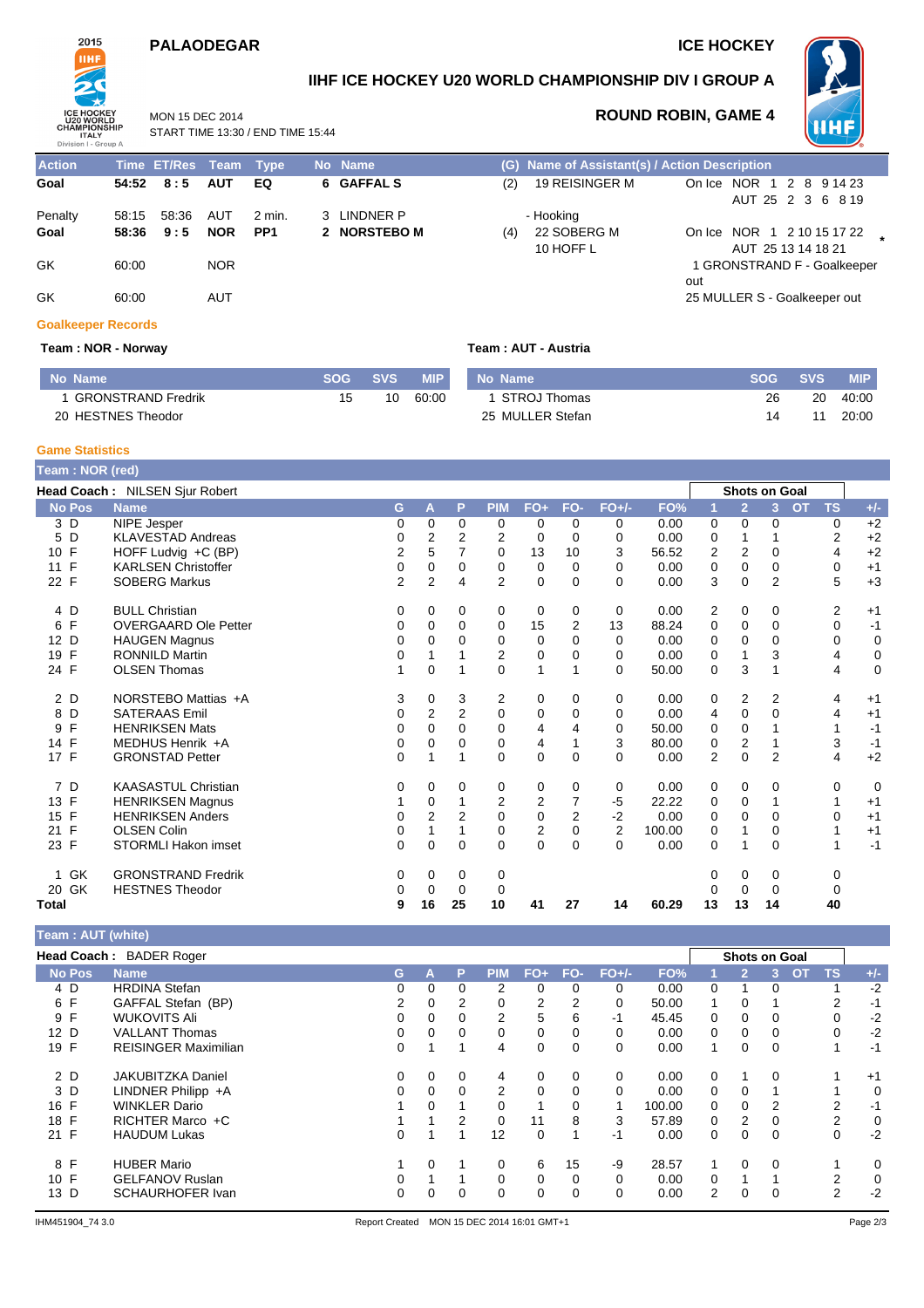# PALAODEGAR

**ICE HOCKEY**

## IIHF ICE HOCKEY U20 WORLD CHAMPIONSHIP DIV I GROUP A

MON 15 DEC 2014
START TIME 13:30 / END TIME 15:44

**ROUND ROBIN, GAME 4**

| Action | Time | ET/Res | Team | Type | No | Name | (G) | Name of Assistant(s) / Action Description | |
|---|---|---|---|---|---|---|---|---|---|
| **Goal** | **54:52** | **8 : 5** | **AUT** | **EQ** | **6** | **GAFFAL S** | (2) | 19 REISINGER M | On Ice NOR 1 2 8 9 14 23<br>AUT 25 2 3 6 8 19 |
| Penalty | 58:15 | 58:36 | AUT | 2 min. | 3 | LINDNER P | | - Hooking | |
| **Goal** | **58:36** | **9 : 5** | **NOR** | **PP1** | **2** | **NORSTEBO M** | (4) | 22 SOBERG M<br>10 HOFF L | On Ice NOR 1 2 10 15 17 22<br>AUT 25 13 14 18 21 |
| GK | 60:00 | | NOR | | | | | 1 GRONSTRAND F - Goalkeeper out | |
| GK | 60:00 | | AUT | | | | | 25 MULLER S - Goalkeeper out | |

### Goalkeeper Records

**Team : NOR - Norway**

| No | Name | SOG | SVS | MIP |
|---|---|---|---|---|
| 1 | GRONSTRAND Fredrik | 15 | 10 | 60:00 |
| 20 | HESTNES Theodor | | | |

**Team : AUT - Austria**

| No | Name | SOG | SVS | MIP |
|---|---|---|---|---|
| 1 | STROJ Thomas | 26 | 20 | 40:00 |
| 25 | MULLER Stefan | 14 | 11 | 20:00 |

### Game Statistics

**Team : NOR (red)**

Head Coach : NILSEN Sjur Robert

| No | Pos | Name | G | A | P | PIM | FO+ | FO- | FO+/- | FO% | SOG 1 | SOG 2 | SOG 3 | SOG OT | SOG TS | +/- |
|---|---|---|---|---|---|---|---|---|---|---|---|---|---|---|---|---|
| 3 | D | NIPE Jesper | 0 | 0 | 0 | 0 | 0 | 0 | 0 | 0.00 | 0 | 0 | 0 | | 0 | +2 |
| 5 | D | KLAVESTAD Andreas | 0 | 2 | 2 | 2 | 0 | 0 | 0 | 0.00 | 0 | 1 | 1 | | 2 | +2 |
| 10 | F | HOFF Ludvig +C (BP) | 2 | 5 | 7 | 0 | 13 | 10 | 3 | 56.52 | 2 | 2 | 0 | | 4 | +2 |
| 11 | F | KARLSEN Christoffer | 0 | 0 | 0 | 0 | 0 | 0 | 0 | 0.00 | 0 | 0 | 0 | | 0 | +1 |
| 22 | F | SOBERG Markus | 2 | 2 | 4 | 2 | 0 | 0 | 0 | 0.00 | 3 | 0 | 2 | | 5 | +3 |
| 4 | D | BULL Christian | 0 | 0 | 0 | 0 | 0 | 0 | 0 | 0.00 | 2 | 0 | 0 | | 2 | +1 |
| 6 | F | OVERGAARD Ole Petter | 0 | 0 | 0 | 0 | 15 | 2 | 13 | 88.24 | 0 | 0 | 0 | | 0 | -1 |
| 12 | D | HAUGEN Magnus | 0 | 0 | 0 | 0 | 0 | 0 | 0 | 0.00 | 0 | 0 | 0 | | 0 | 0 |
| 19 | F | RONNILD Martin | 0 | 1 | 1 | 2 | 0 | 0 | 0 | 0.00 | 0 | 1 | 3 | | 4 | 0 |
| 24 | F | OLSEN Thomas | 1 | 0 | 1 | 0 | 1 | 1 | 0 | 50.00 | 0 | 3 | 1 | | 4 | 0 |
| 2 | D | NORSTEBO Mattias +A | 3 | 0 | 3 | 2 | 0 | 0 | 0 | 0.00 | 0 | 2 | 2 | | 4 | +1 |
| 8 | D | SATERAAS Emil | 0 | 2 | 2 | 0 | 0 | 0 | 0 | 0.00 | 4 | 0 | 0 | | 4 | +1 |
| 9 | F | HENRIKSEN Mats | 0 | 0 | 0 | 0 | 4 | 4 | 0 | 50.00 | 0 | 0 | 1 | | 1 | -1 |
| 14 | F | MEDHUS Henrik +A | 0 | 0 | 0 | 0 | 4 | 1 | 3 | 80.00 | 0 | 2 | 1 | | 3 | -1 |
| 17 | F | GRONSTAD Petter | 0 | 1 | 1 | 0 | 0 | 0 | 0 | 0.00 | 2 | 0 | 2 | | 4 | +2 |
| 7 | D | KAASASTUL Christian | 0 | 0 | 0 | 0 | 0 | 0 | 0 | 0.00 | 0 | 0 | 0 | | 0 | 0 |
| 13 | F | HENRIKSEN Magnus | 1 | 0 | 1 | 2 | 2 | 7 | -5 | 22.22 | 0 | 0 | 1 | | 1 | +1 |
| 15 | F | HENRIKSEN Anders | 0 | 2 | 2 | 0 | 0 | 2 | -2 | 0.00 | 0 | 0 | 0 | | 0 | +1 |
| 21 | F | OLSEN Colin | 0 | 1 | 1 | 0 | 2 | 0 | 2 | 100.00 | 0 | 1 | 0 | | 1 | +1 |
| 23 | F | STORMLI Hakon imset | 0 | 0 | 0 | 0 | 0 | 0 | 0 | 0.00 | 0 | 1 | 0 | | 1 | -1 |
| 1 | GK | GRONSTRAND Fredrik | 0 | 0 | 0 | 0 | | | | | 0 | 0 | 0 | | 0 | |
| 20 | GK | HESTNES Theodor | 0 | 0 | 0 | 0 | | | | | 0 | 0 | 0 | | 0 | |
| **Total** | | | **9** | **16** | **25** | **10** | **41** | **27** | **14** | **60.29** | **13** | **13** | **14** | | **40** | |

**Team : AUT (white)**

Head Coach : BADER Roger

| No | Pos | Name | G | A | P | PIM | FO+ | FO- | FO+/- | FO% | SOG 1 | SOG 2 | SOG 3 | SOG OT | SOG TS | +/- |
|---|---|---|---|---|---|---|---|---|---|---|---|---|---|---|---|---|
| 4 | D | HRDINA Stefan | 0 | 0 | 0 | 2 | 0 | 0 | 0 | 0.00 | 0 | 1 | 0 | | 1 | -2 |
| 6 | F | GAFFAL Stefan (BP) | 2 | 0 | 2 | 0 | 2 | 2 | 0 | 50.00 | 1 | 0 | 1 | | 2 | -1 |
| 9 | F | WUKOVITS Ali | 0 | 0 | 0 | 2 | 5 | 6 | -1 | 45.45 | 0 | 0 | 0 | | 0 | -2 |
| 12 | D | VALLANT Thomas | 0 | 0 | 0 | 0 | 0 | 0 | 0 | 0.00 | 0 | 0 | 0 | | 0 | -2 |
| 19 | F | REISINGER Maximilian | 0 | 1 | 1 | 4 | 0 | 0 | 0 | 0.00 | 1 | 0 | 0 | | 1 | -1 |
| 2 | D | JAKUBITZKA Daniel | 0 | 0 | 0 | 4 | 0 | 0 | 0 | 0.00 | 0 | 1 | 0 | | 1 | +1 |
| 3 | D | LINDNER Philipp +A | 0 | 0 | 0 | 2 | 0 | 0 | 0 | 0.00 | 0 | 0 | 1 | | 1 | 0 |
| 16 | F | WINKLER Dario | 1 | 0 | 1 | 0 | 1 | 0 | 1 | 100.00 | 0 | 0 | 2 | | 2 | -1 |
| 18 | F | RICHTER Marco +C | 1 | 1 | 2 | 0 | 11 | 8 | 3 | 57.89 | 0 | 2 | 0 | | 2 | 0 |
| 21 | F | HAUDUM Lukas | 0 | 1 | 1 | 12 | 0 | 1 | -1 | 0.00 | 0 | 0 | 0 | | 0 | -2 |
| 8 | F | HUBER Mario | 1 | 0 | 1 | 0 | 6 | 15 | -9 | 28.57 | 1 | 0 | 0 | | 1 | 0 |
| 10 | F | GELFANOV Ruslan | 0 | 1 | 1 | 0 | 0 | 0 | 0 | 0.00 | 0 | 1 | 1 | | 2 | 0 |
| 13 | D | SCHAURHOFER Ivan | 0 | 0 | 0 | 0 | 0 | 0 | 0 | 0.00 | 2 | 0 | 0 | | 2 | -2 |

IHM451904_74 3.0 Report Created MON 15 DEC 2014 16:01 GMT+1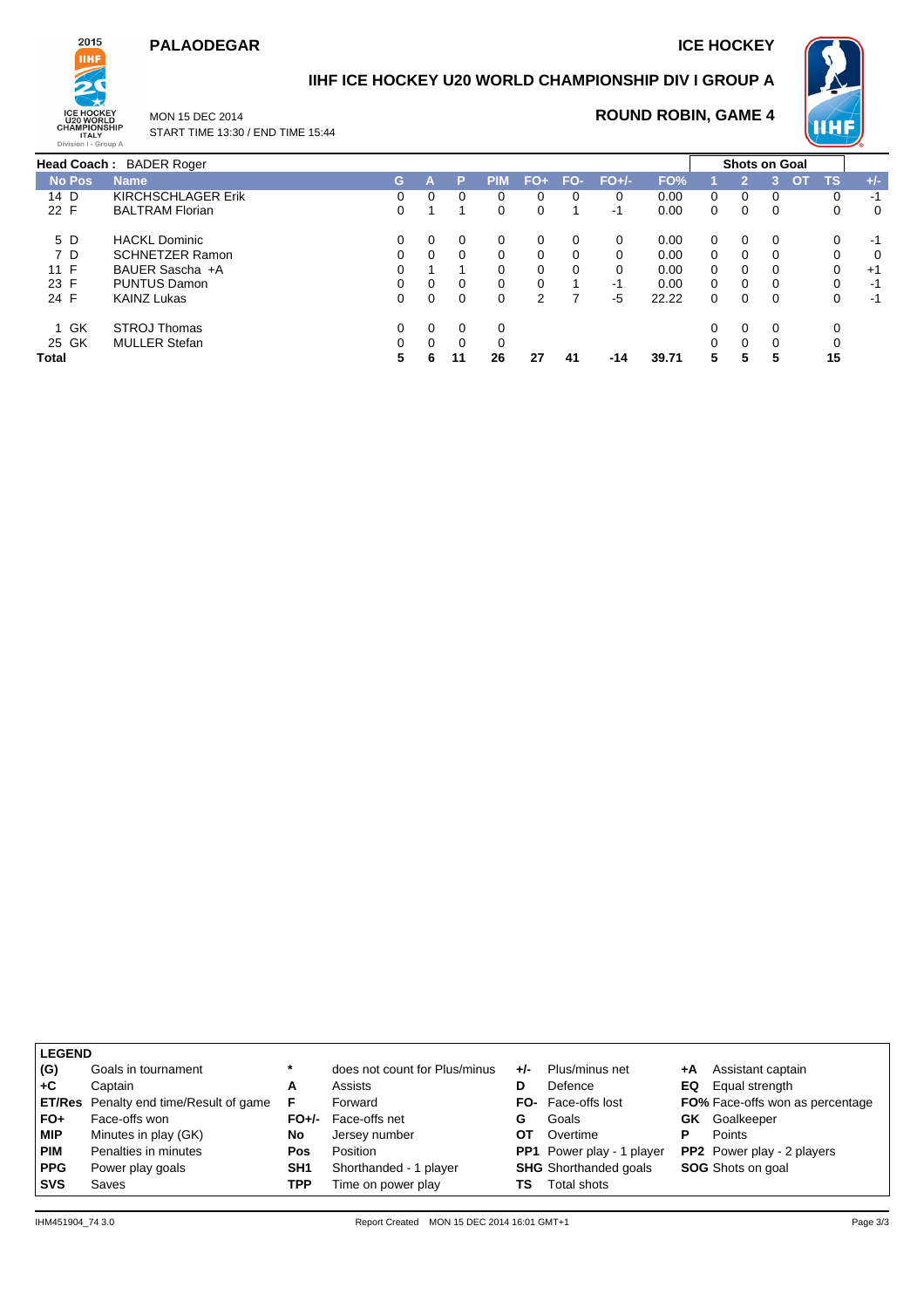**PALAODEGAR** **ICE HOCKEY**

## IIHF ICE HOCKEY U20 WORLD CHAMPIONSHIP DIV I GROUP A

MON 15 DEC 2014
START TIME 13:30 / END TIME 15:44

**ROUND ROBIN, GAME 4**

**Head Coach :** BADER Roger

| No | Pos | Name | G | A | P | PIM | FO+ | FO- | FO+/- | FO% | Shots on Goal 1 | 2 | 3 | OT | TS | +/- |
|---|---|---|---|---|---|---|---|---|---|---|---|---|---|---|---|---|
| 14 | D | KIRCHSCHLAGER Erik | 0 | 0 | 0 | 0 | 0 | 0 | 0 | 0.00 | 0 | 0 | 0 | | 0 | -1 |
| 22 | F | BALTRAM Florian | 0 | 1 | 1 | 0 | 0 | 1 | -1 | 0.00 | 0 | 0 | 0 | | 0 | 0 |
| 5 | D | HACKL Dominic | 0 | 0 | 0 | 0 | 0 | 0 | 0 | 0.00 | 0 | 0 | 0 | | 0 | -1 |
| 7 | D | SCHNETZER Ramon | 0 | 0 | 0 | 0 | 0 | 0 | 0 | 0.00 | 0 | 0 | 0 | | 0 | 0 |
| 11 | F | BAUER Sascha +A | 0 | 1 | 1 | 0 | 0 | 0 | 0 | 0.00 | 0 | 0 | 0 | | 0 | +1 |
| 23 | F | PUNTUS Damon | 0 | 0 | 0 | 0 | 0 | 1 | -1 | 0.00 | 0 | 0 | 0 | | 0 | -1 |
| 24 | F | KAINZ Lukas | 0 | 0 | 0 | 0 | 2 | 7 | -5 | 22.22 | 0 | 0 | 0 | | 0 | -1 |
| 1 | GK | STROJ Thomas | 0 | 0 | 0 | 0 | | | | | 0 | 0 | 0 | | 0 | |
| 25 | GK | MULLER Stefan | 0 | 0 | 0 | 0 | | | | | 0 | 0 | 0 | | 0 | |
| **Total** | | | **5** | **6** | **11** | **26** | **27** | **41** | **-14** | **39.71** | **5** | **5** | **5** | | **15** | |

**LEGEND**

| | | | | | | | |
|---|---|---|---|---|---|---|---|
| (G) | Goals in tournament | * | does not count for Plus/minus | +/- | Plus/minus net | +A | Assistant captain |
| +C | Captain | A | Assists | D | Defence | EQ | Equal strength |
| ET/Res | Penalty end time/Result of game | F | Forward | FO- | Face-offs lost | FO% | Face-offs won as percentage |
| FO+ | Face-offs won | FO+/- | Face-offs net | G | Goals | GK | Goalkeeper |
| MIP | Minutes in play (GK) | No | Jersey number | OT | Overtime | P | Points |
| PIM | Penalties in minutes | Pos | Position | PP1 | Power play - 1 player | PP2 | Power play - 2 players |
| PPG | Power play goals | SH1 | Shorthanded - 1 player | SHG | Shorthanded goals | SOG | Shots on goal |
| SVS | Saves | TPP | Time on power play | TS | Total shots | | |

IHM451904_74 3.0 Report Created MON 15 DEC 2014 16:01 GMT+1